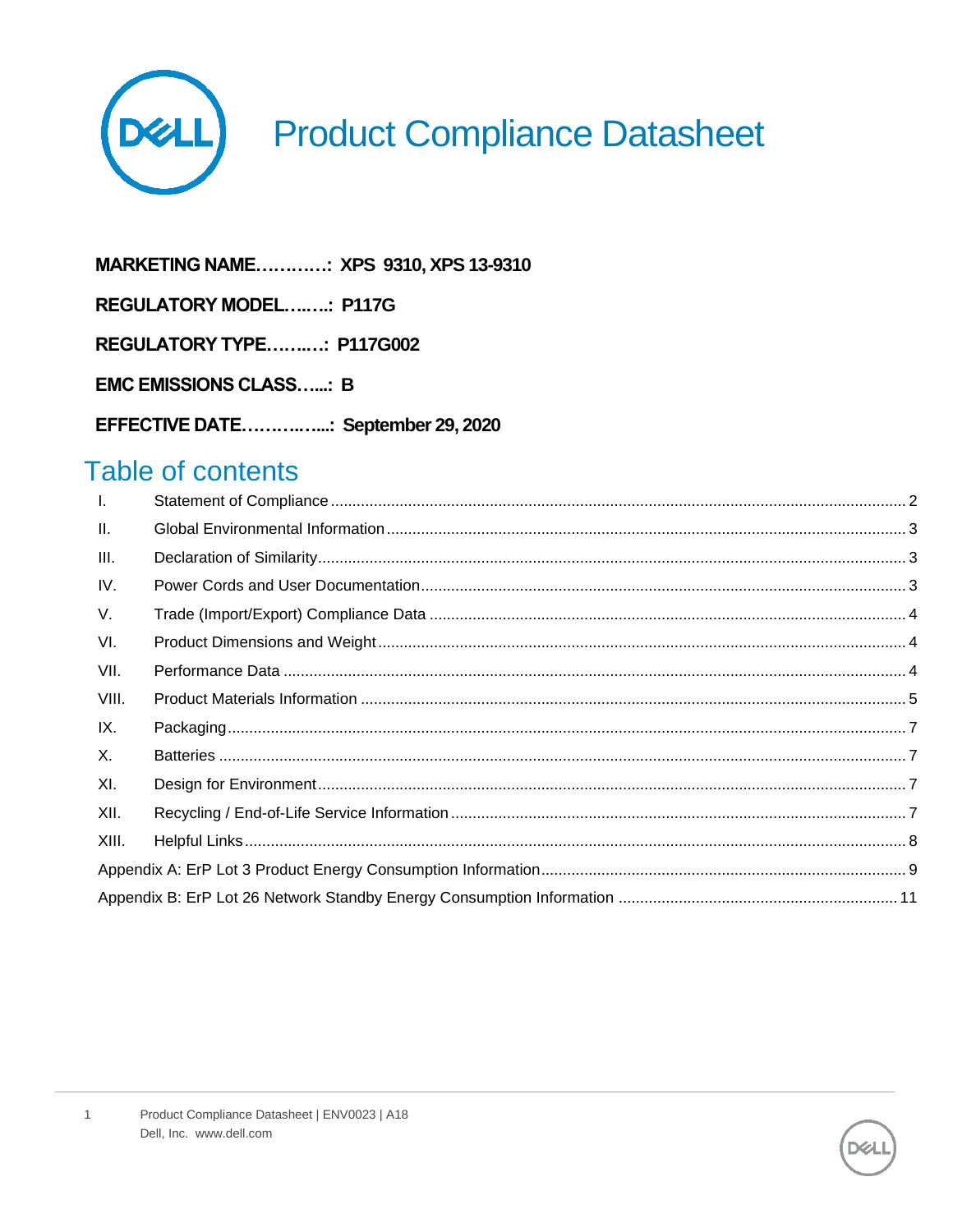# Product Compliance Datasheet

**MARKETING NAME…………: XPS 9310, XPS 13-9310**

**REGULATORY MODEL…..…: P117G**

**REGULATORY TYPE……..…: P117G002**

**EMC EMISSIONS CLASS…...: B**

**EFFECTIVE DATE……….…...: September 29, 2020**

## Table of contents

| | | |
|---|---|---|
| I. | Statement of Compliance | 2 |
| II. | Global Environmental Information | 3 |
| III. | Declaration of Similarity | 3 |
| IV. | Power Cords and User Documentation | 3 |
| V. | Trade (Import/Export) Compliance Data | 4 |
| VI. | Product Dimensions and Weight | 4 |
| VII. | Performance Data | 4 |
| VIII. | Product Materials Information | 5 |
| IX. | Packaging | 7 |
| X. | Batteries | 7 |
| XI. | Design for Environment | 7 |
| XII. | Recycling / End-of-Life Service Information | 7 |
| XIII. | Helpful Links | 8 |
| | Appendix A: ErP Lot 3 Product Energy Consumption Information | 9 |
| | Appendix B: ErP Lot 26 Network Standby Energy Consumption Information | 11 |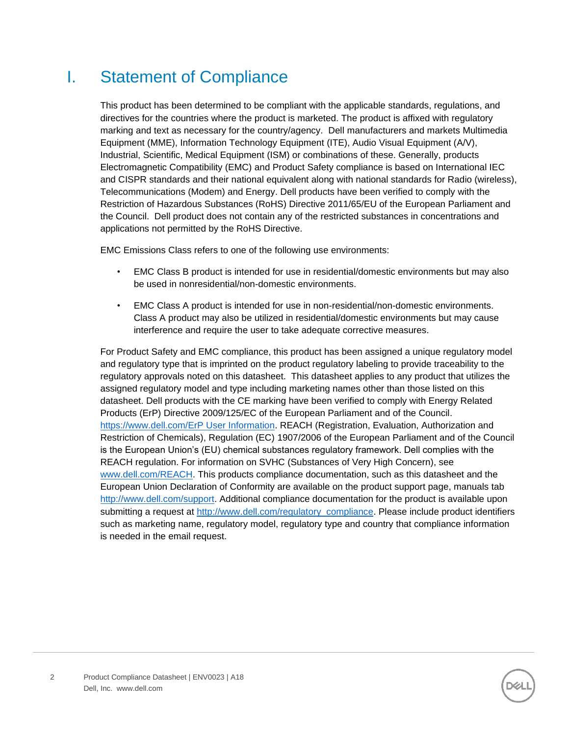# I. Statement of Compliance

This product has been determined to be compliant with the applicable standards, regulations, and directives for the countries where the product is marketed. The product is affixed with regulatory marking and text as necessary for the country/agency. Dell manufacturers and markets Multimedia Equipment (MME), Information Technology Equipment (ITE), Audio Visual Equipment (A/V), Industrial, Scientific, Medical Equipment (ISM) or combinations of these. Generally, products Electromagnetic Compatibility (EMC) and Product Safety compliance is based on International IEC and CISPR standards and their national equivalent along with national standards for Radio (wireless), Telecommunications (Modem) and Energy. Dell products have been verified to comply with the Restriction of Hazardous Substances (RoHS) Directive 2011/65/EU of the European Parliament and the Council. Dell product does not contain any of the restricted substances in concentrations and applications not permitted by the RoHS Directive.

EMC Emissions Class refers to one of the following use environments:

- EMC Class B product is intended for use in residential/domestic environments but may also be used in nonresidential/non-domestic environments.
- EMC Class A product is intended for use in non-residential/non-domestic environments. Class A product may also be utilized in residential/domestic environments but may cause interference and require the user to take adequate corrective measures.

For Product Safety and EMC compliance, this product has been assigned a unique regulatory model and regulatory type that is imprinted on the product regulatory labeling to provide traceability to the regulatory approvals noted on this datasheet. This datasheet applies to any product that utilizes the assigned regulatory model and type including marketing names other than those listed on this datasheet. Dell products with the CE marking have been verified to comply with Energy Related Products (ErP) Directive 2009/125/EC of the European Parliament and of the Council. [https://www.dell.com/ErP User Information](https://www.dell.com/ErP). REACH (Registration, Evaluation, Authorization and Restriction of Chemicals), Regulation (EC) 1907/2006 of the European Parliament and of the Council is the European Union's (EU) chemical substances regulatory framework. Dell complies with the REACH regulation. For information on SVHC (Substances of Very High Concern), see [www.dell.com/REACH](www.dell.com/REACH). This products compliance documentation, such as this datasheet and the European Union Declaration of Conformity are available on the product support page, manuals tab [http://www.dell.com/support](http://www.dell.com/support). Additional compliance documentation for the product is available upon submitting a request at [http://www.dell.com/regulatory_compliance](http://www.dell.com/regulatory_compliance). Please include product identifiers such as marketing name, regulatory model, regulatory type and country that compliance information is needed in the email request.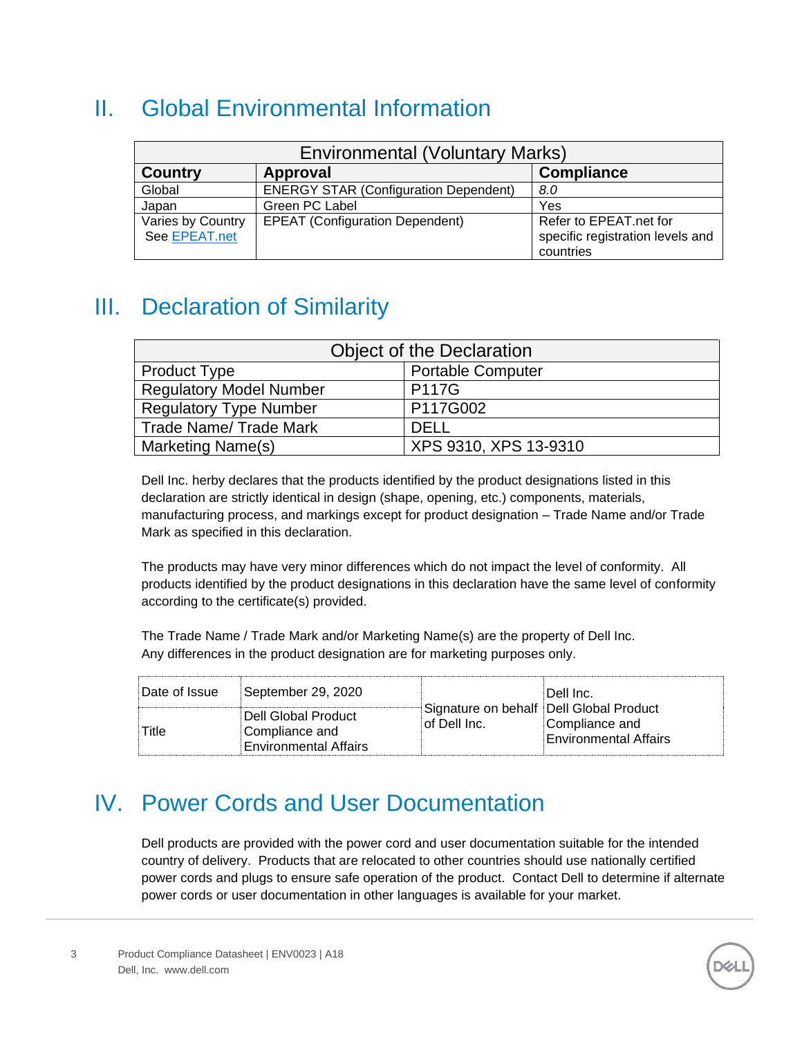## II. Global Environmental Information

| Environmental (Voluntary Marks) | | |
|---|---|---|
| **Country** | **Approval** | **Compliance** |
| Global | ENERGY STAR (Configuration Dependent) | *8.0* |
| Japan | Green PC Label | Yes |
| Varies by Country See EPEAT.net | EPEAT (Configuration Dependent) | Refer to EPEAT.net for specific registration levels and countries |

## III. Declaration of Similarity

| Object of the Declaration | |
|---|---|
| Product Type | Portable Computer |
| Regulatory Model Number | P117G |
| Regulatory Type Number | P117G002 |
| Trade Name/ Trade Mark | DELL |
| Marketing Name(s) | XPS 9310, XPS 13-9310 |

Dell Inc. herby declares that the products identified by the product designations listed in this declaration are strictly identical in design (shape, opening, etc.) components, materials, manufacturing process, and markings except for product designation – Trade Name and/or Trade Mark as specified in this declaration.

The products may have very minor differences which do not impact the level of conformity. All products identified by the product designations in this declaration have the same level of conformity according to the certificate(s) provided.

The Trade Name / Trade Mark and/or Marketing Name(s) are the property of Dell Inc.
Any differences in the product designation are for marketing purposes only.

| Date of Issue | September 29, 2020 | Signature on behalf of Dell Inc. | Dell Inc. Dell Global Product Compliance and Environmental Affairs |
|---|---|---|---|
| Title | Dell Global Product Compliance and Environmental Affairs | | |

## IV. Power Cords and User Documentation

Dell products are provided with the power cord and user documentation suitable for the intended country of delivery. Products that are relocated to other countries should use nationally certified power cords and plugs to ensure safe operation of the product. Contact Dell to determine if alternate power cords or user documentation in other languages is available for your market.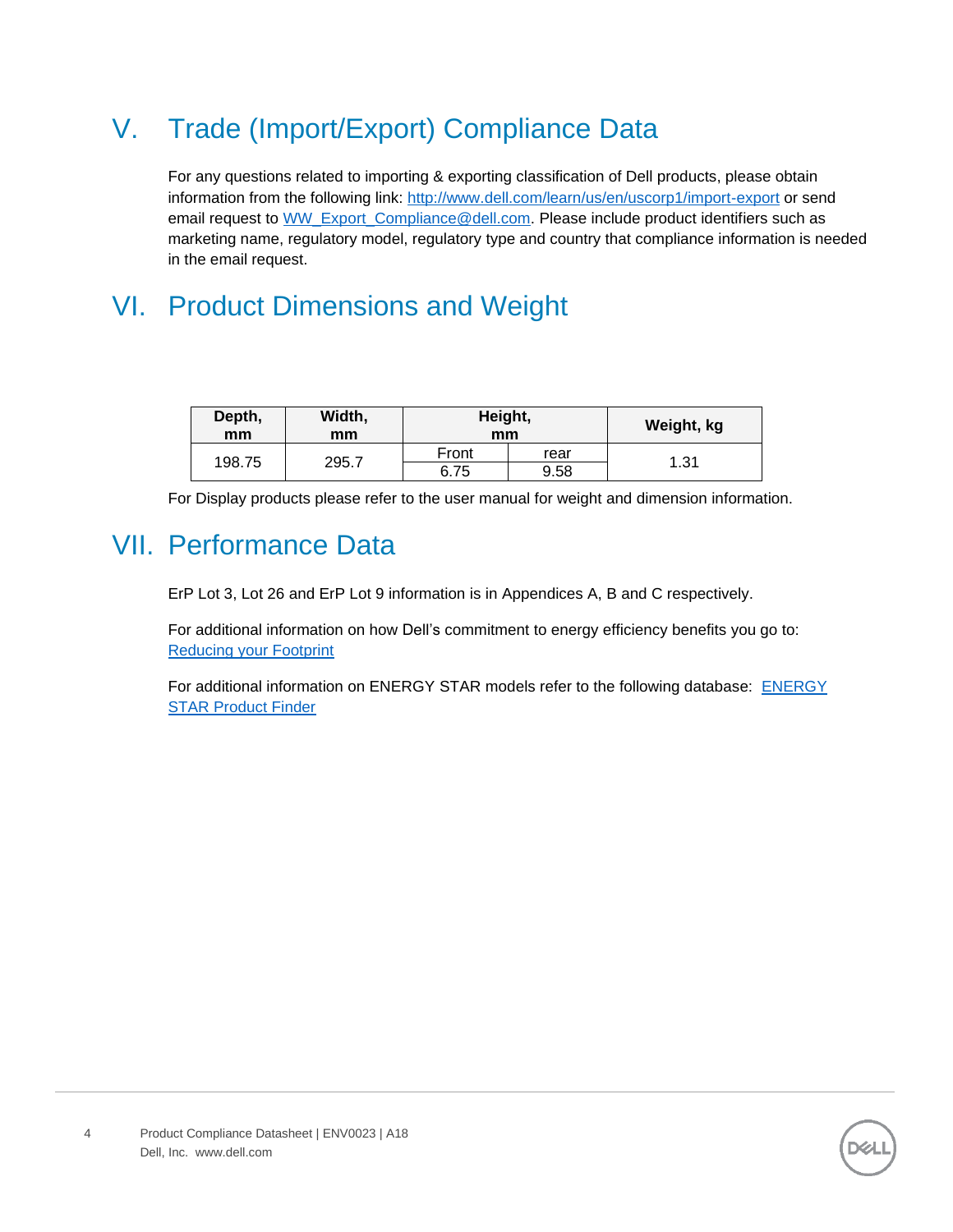## V. Trade (Import/Export) Compliance Data

For any questions related to importing & exporting classification of Dell products, please obtain information from the following link: [http://www.dell.com/learn/us/en/uscorp1/import-export](http://www.dell.com/learn/us/en/uscorp1/import-export) or send email request to [WW_Export_Compliance@dell.com](mailto:WW_Export_Compliance@dell.com). Please include product identifiers such as marketing name, regulatory model, regulatory type and country that compliance information is needed in the email request.

## VI. Product Dimensions and Weight

| Depth, mm | Width, mm | Height, mm | | Weight, kg |
|---|---|---|---|---|
| | | Front | rear | |
| 198.75 | 295.7 | 6.75 | 9.58 | 1.31 |

For Display products please refer to the user manual for weight and dimension information.

## VII. Performance Data

ErP Lot 3, Lot 26 and ErP Lot 9 information is in Appendices A, B and C respectively.

For additional information on how Dell's commitment to energy efficiency benefits you go to: Reducing your Footprint

For additional information on ENERGY STAR models refer to the following database: ENERGY STAR Product Finder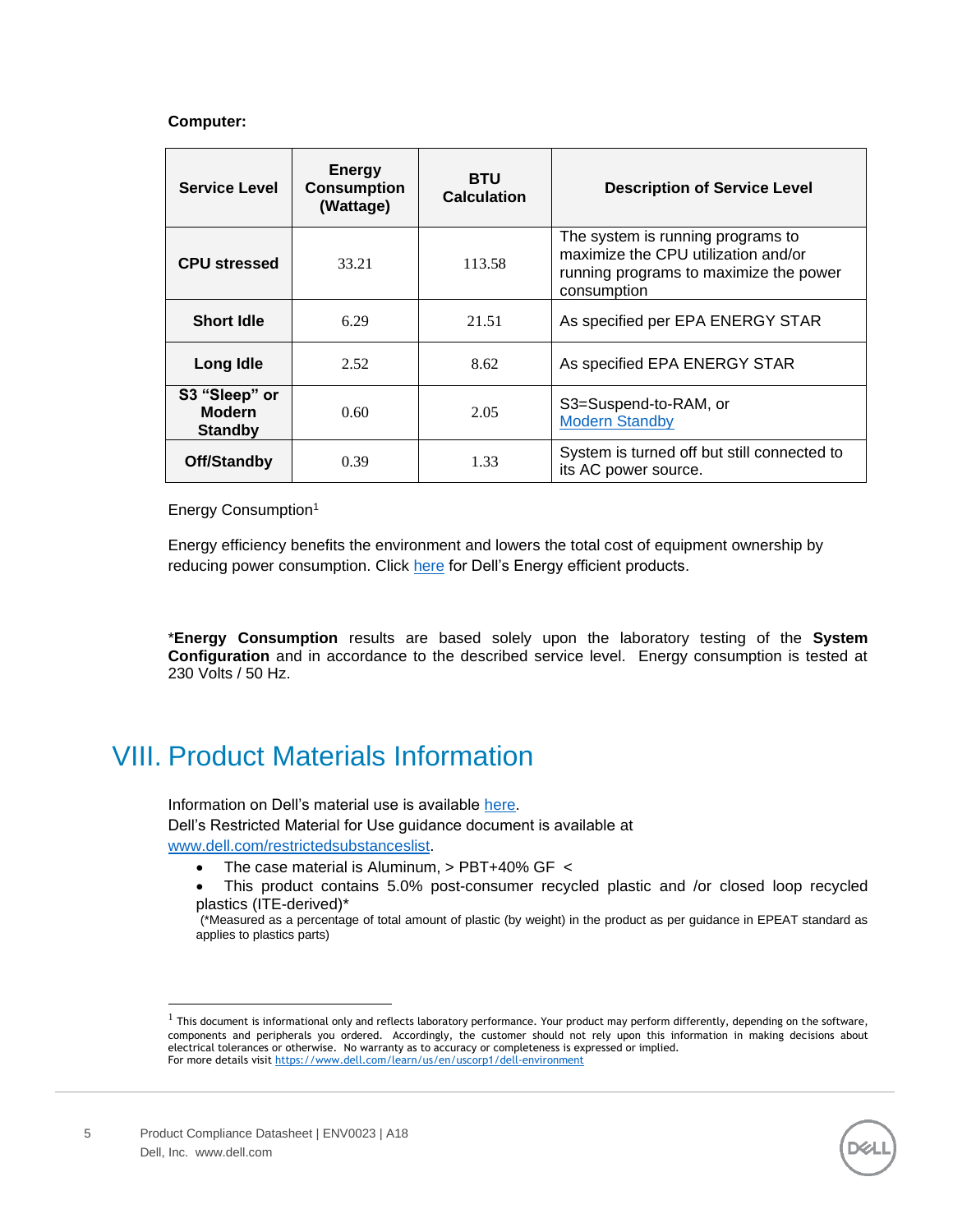**Computer:**

| Service Level | Energy Consumption (Wattage) | BTU Calculation | Description of Service Level |
|---|---|---|---|
| **CPU stressed** | 33.21 | 113.58 | The system is running programs to maximize the CPU utilization and/or running programs to maximize the power consumption |
| **Short Idle** | 6.29 | 21.51 | As specified per EPA ENERGY STAR |
| **Long Idle** | 2.52 | 8.62 | As specified EPA ENERGY STAR |
| **S3 “Sleep” or Modern Standby** | 0.60 | 2.05 | S3=Suspend-to-RAM, or Modern Standby |
| **Off/Standby** | 0.39 | 1.33 | System is turned off but still connected to its AC power source. |

Energy Consumption[1]

Energy efficiency benefits the environment and lowers the total cost of equipment ownership by reducing power consumption. Click here for Dell’s Energy efficient products.

*__Energy Consumption__ results are based solely upon the laboratory testing of the **System Configuration** and in accordance to the described service level. Energy consumption is tested at 230 Volts / 50 Hz.

# VIII. Product Materials Information

Information on Dell’s material use is available here.
Dell’s Restricted Material for Use guidance document is available at www.dell.com/restrictedsubstanceslist.

- The case material is Aluminum, > PBT+40% GF <
- This product contains 5.0% post-consumer recycled plastic and /or closed loop recycled plastics (ITE-derived)*
  (*Measured as a percentage of total amount of plastic (by weight) in the product as per guidance in EPEAT standard as applies to plastics parts)

[1] This document is informational only and reflects laboratory performance. Your product may perform differently, depending on the software, components and peripherals you ordered. Accordingly, the customer should not rely upon this information in making decisions about electrical tolerances or otherwise. No warranty as to accuracy or completeness is expressed or implied.
For more details visit https://www.dell.com/learn/us/en/uscorp1/dell-environment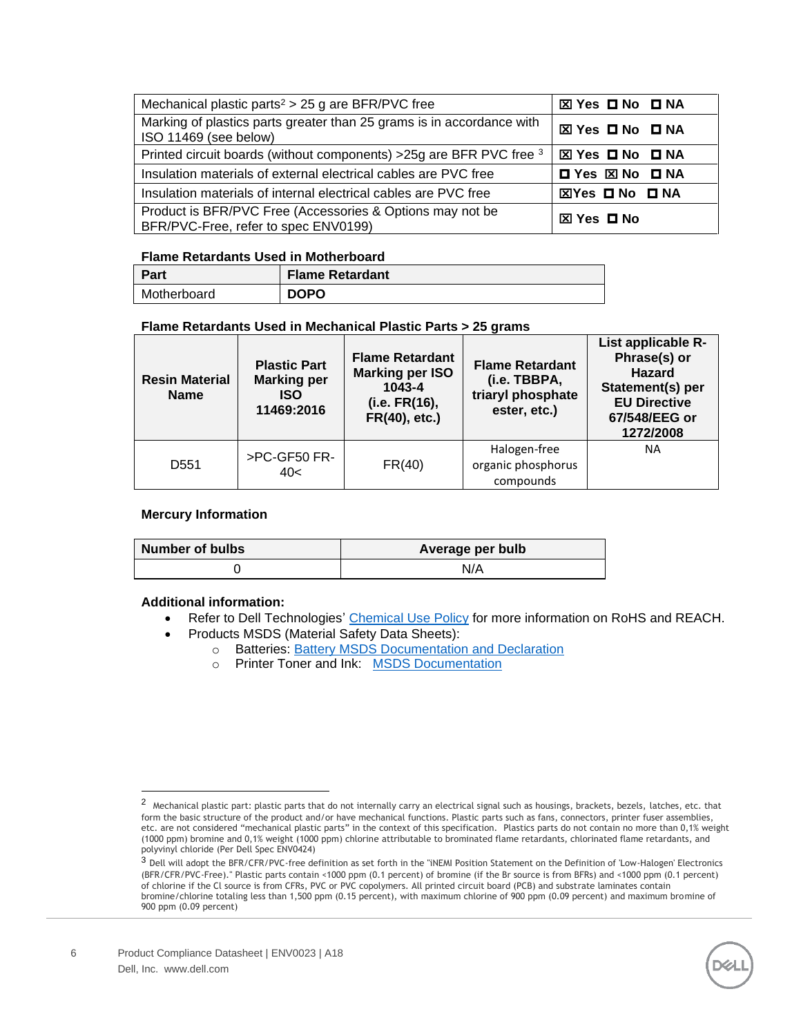| Mechanical plastic parts[2] > 25 g are BFR/PVC free | ☒ Yes ☐ No ☐ NA |
|---|---|
| Marking of plastics parts greater than 25 grams is in accordance with ISO 11469 (see below) | ☒ Yes ☐ No ☐ NA |
| Printed circuit boards (without components) >25g are BFR PVC free [3] | ☒ Yes ☐ No ☐ NA |
| Insulation materials of external electrical cables are PVC free | ☐ Yes ☒ No ☐ NA |
| Insulation materials of internal electrical cables are PVC free | ☒Yes ☐ No ☐ NA |
| Product is BFR/PVC Free (Accessories & Options may not be BFR/PVC-Free, refer to spec ENV0199) | ☒ Yes ☐ No |

**Flame Retardants Used in Motherboard**

| Part | Flame Retardant |
|---|---|
| Motherboard | **DOPO** |

**Flame Retardants Used in Mechanical Plastic Parts > 25 grams**

| Resin Material Name | Plastic Part Marking per ISO 11469:2016 | Flame Retardant Marking per ISO 1043-4 (i.e. FR(16), FR(40), etc.) | Flame Retardant (i.e. TBBPA, triaryl phosphate ester, etc.) | List applicable R-Phrase(s) or Hazard Statement(s) per EU Directive 67/548/EEG or 1272/2008 |
|---|---|---|---|---|
| D551 | >PC-GF50 FR-40< | FR(40) | Halogen-free organic phosphorus compounds | NA |

**Mercury Information**

| Number of bulbs | Average per bulb |
|---|---|
| 0 | N/A |

**Additional information:**

- Refer to Dell Technologies' Chemical Use Policy for more information on RoHS and REACH.
- Products MSDS (Material Safety Data Sheets):
  - Batteries: Battery MSDS Documentation and Declaration
  - Printer Toner and Ink: MSDS Documentation

[2] Mechanical plastic part: plastic parts that do not internally carry an electrical signal such as housings, brackets, bezels, latches, etc. that form the basic structure of the product and/or have mechanical functions. Plastic parts such as fans, connectors, printer fuser assemblies, etc. are not considered "mechanical plastic parts" in the context of this specification. Plastics parts do not contain no more than 0,1% weight (1000 ppm) bromine and 0,1% weight (1000 ppm) chlorine attributable to brominated flame retardants, chlorinated flame retardants, and polyvinyl chloride (Per Dell Spec ENV0424)

[3] Dell will adopt the BFR/CFR/PVC-free definition as set forth in the "iNEMI Position Statement on the Definition of 'Low-Halogen' Electronics (BFR/CFR/PVC-Free)." Plastic parts contain <1000 ppm (0.1 percent) of bromine (if the Br source is from BFRs) and <1000 ppm (0.1 percent) of chlorine if the Cl source is from CFRs, PVC or PVC copolymers. All printed circuit board (PCB) and substrate laminates contain bromine/chlorine totaling less than 1,500 ppm (0.15 percent), with maximum chlorine of 900 ppm (0.09 percent) and maximum bromine of 900 ppm (0.09 percent)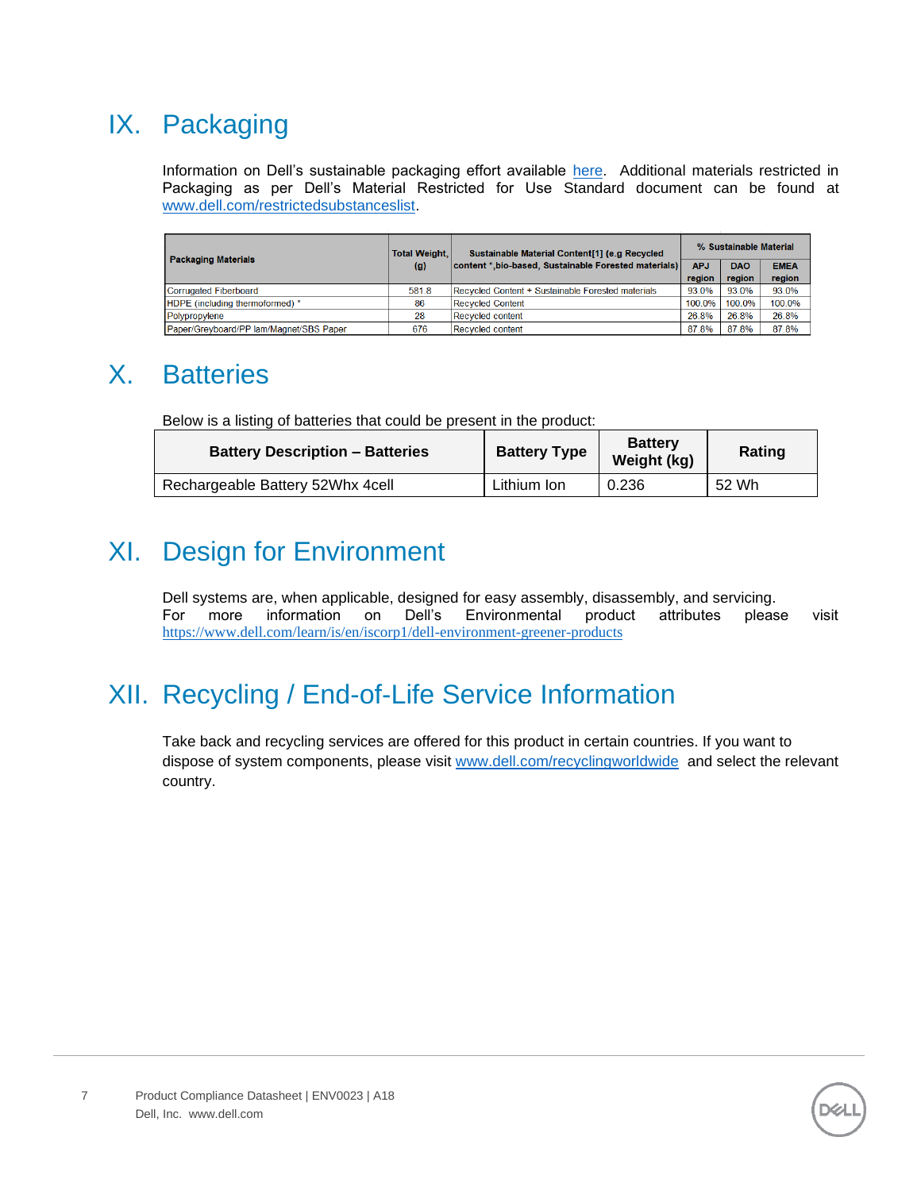# IX. Packaging

Information on Dell's sustainable packaging effort available here. Additional materials restricted in Packaging as per Dell's Material Restricted for Use Standard document can be found at www.dell.com/restrictedsubstanceslist.

| Packaging Materials | Total Weight, (g) | Sustainable Material Content[1] (e.g Recycled content *,bio-based, Sustainable Forested materials) | % Sustainable Material | | |
|---|---|---|---|---|---|
| | | | APJ region | DAO region | EMEA region |
| Corrugated Fiberboard | 581.8 | Recycled Content + Sustainable Forested materials | 93.0% | 93.0% | 93.0% |
| HDPE (including thermoformed) * | 86 | Recycled Content | 100.0% | 100.0% | 100.0% |
| Polypropylene | 28 | Recycled content | 26.8% | 26.8% | 26.8% |
| Paper/Greyboard/PP lam/Magnet/SBS Paper | 676 | Recycled content | 87.8% | 87.8% | 87.8% |

# X. Batteries

Below is a listing of batteries that could be present in the product:

| Battery Description – Batteries | Battery Type | Battery Weight (kg) | Rating |
|---|---|---|---|
| Rechargeable Battery 52Whx 4cell | Lithium Ion | 0.236 | 52 Wh |

# XI. Design for Environment

Dell systems are, when applicable, designed for easy assembly, disassembly, and servicing.
For more information on Dell's Environmental product attributes please visit https://www.dell.com/learn/is/en/iscorp1/dell-environment-greener-products

# XII. Recycling / End-of-Life Service Information

Take back and recycling services are offered for this product in certain countries. If you want to dispose of system components, please visit www.dell.com/recyclingworldwide and select the relevant country.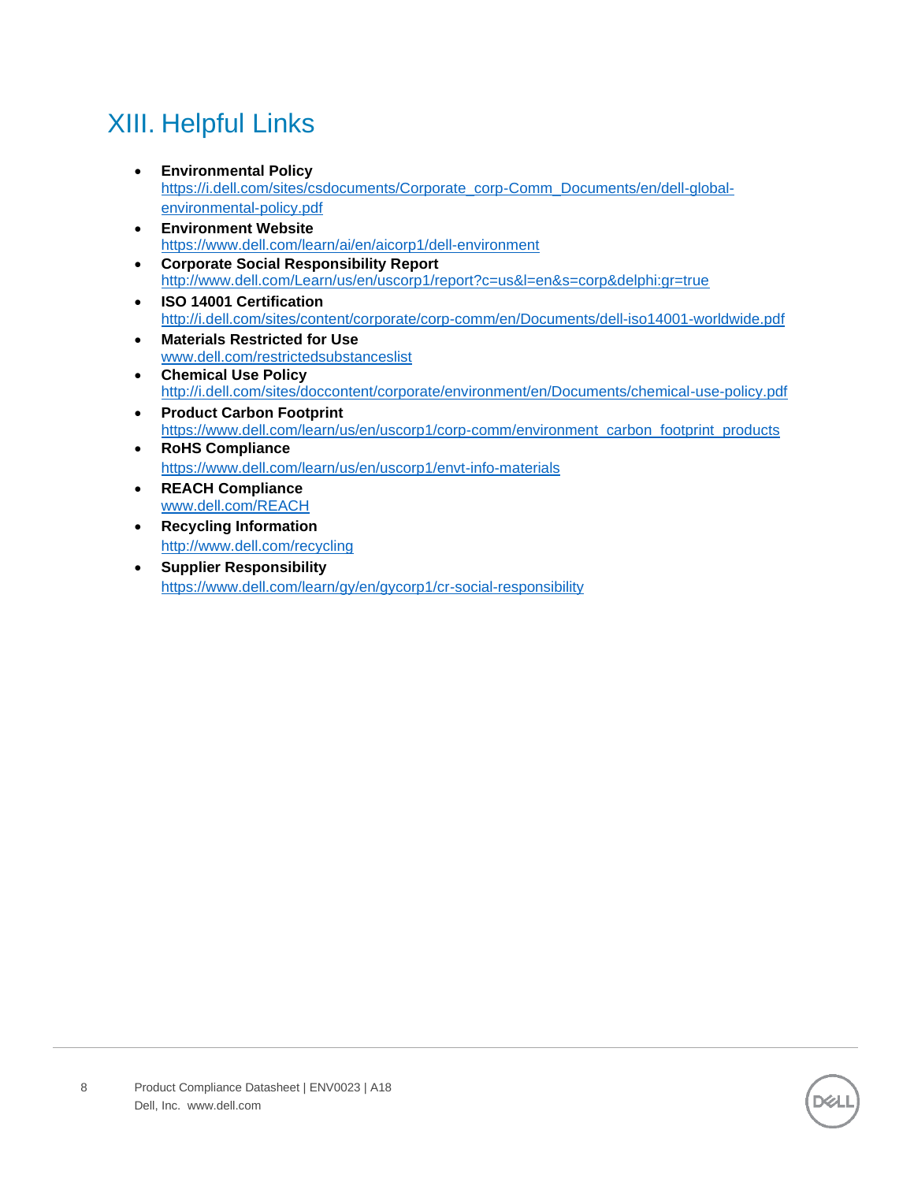# XIII. Helpful Links

- **Environmental Policy**
  https://i.dell.com/sites/csdocuments/Corporate_corp-Comm_Documents/en/dell-global-environmental-policy.pdf
- **Environment Website**
  https://www.dell.com/learn/ai/en/aicorp1/dell-environment
- **Corporate Social Responsibility Report**
  http://www.dell.com/Learn/us/en/uscorp1/report?c=us&l=en&s=corp&delphi:gr=true
- **ISO 14001 Certification**
  http://i.dell.com/sites/content/corporate/corp-comm/en/Documents/dell-iso14001-worldwide.pdf
- **Materials Restricted for Use**
  www.dell.com/restrictedsubstanceslist
- **Chemical Use Policy**
  http://i.dell.com/sites/doccontent/corporate/environment/en/Documents/chemical-use-policy.pdf
- **Product Carbon Footprint**
  https://www.dell.com/learn/us/en/uscorp1/corp-comm/environment_carbon_footprint_products
- **RoHS Compliance**
  https://www.dell.com/learn/us/en/uscorp1/envt-info-materials
- **REACH Compliance**
  www.dell.com/REACH
- **Recycling Information**
  http://www.dell.com/recycling
- **Supplier Responsibility**
  https://www.dell.com/learn/gy/en/gycorp1/cr-social-responsibility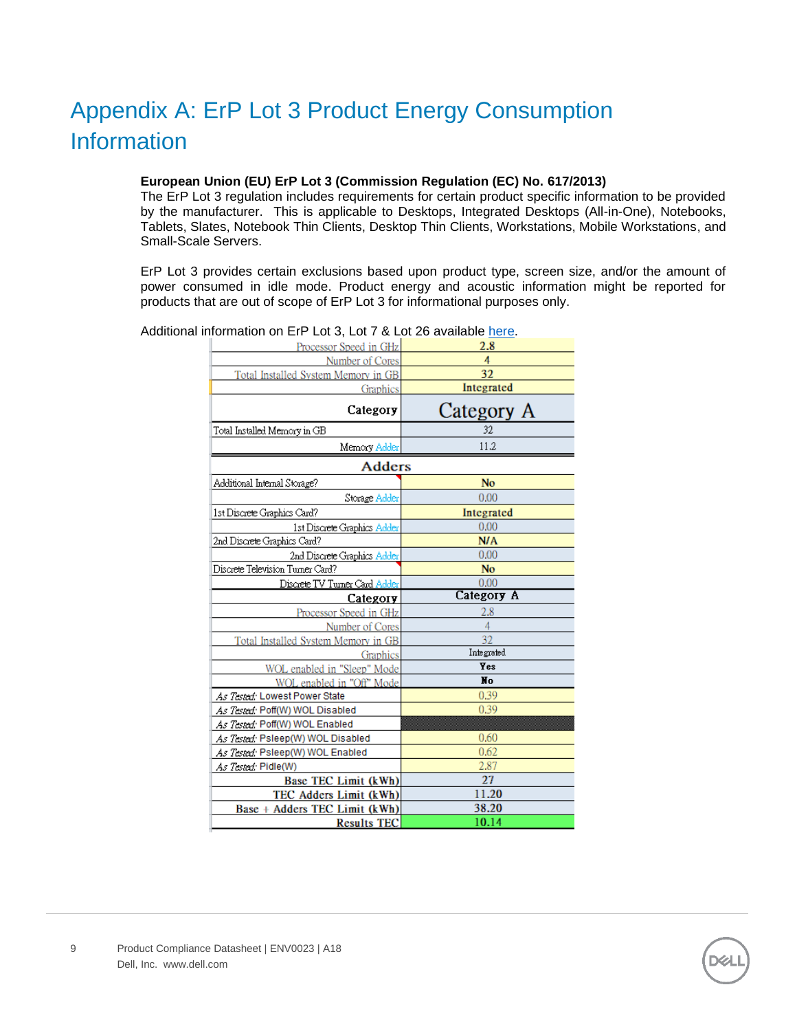# Appendix A: ErP Lot 3 Product Energy Consumption Information

**European Union (EU) ErP Lot 3 (Commission Regulation (EC) No. 617/2013)**
The ErP Lot 3 regulation includes requirements for certain product specific information to be provided by the manufacturer. This is applicable to Desktops, Integrated Desktops (All-in-One), Notebooks, Tablets, Slates, Notebook Thin Clients, Desktop Thin Clients, Workstations, Mobile Workstations, and Small-Scale Servers.

ErP Lot 3 provides certain exclusions based upon product type, screen size, and/or the amount of power consumed in idle mode. Product energy and acoustic information might be reported for products that are out of scope of ErP Lot 3 for informational purposes only.

Additional information on ErP Lot 3, Lot 7 & Lot 26 available here.

| | |
|---|---|
| Processor Speed in GHz | 2.8 |
| Number of Cores | 4 |
| Total Installed System Memory in GB | 32 |
| Graphics | Integrated |
| **Category** | Category A |
| Total Installed Memory in GB | 32 |
| Memory Adder | 11.2 |
| **Adders** | |
| Additional Internal Storage? | No |
| Storage Adder | 0.00 |
| 1st Discrete Graphics Card? | Integrated |
| 1st Discrete Graphics Adder | 0.00 |
| 2nd Discrete Graphics Card? | N/A |
| 2nd Discrete Graphics Adder | 0.00 |
| Discrete Television Tuner Card? | No |
| Discrete TV Tuner Card Adder | 0.00 |
| **Category** | Category A |
| Processor Speed in GHz | 2.8 |
| Number of Cores | 4 |
| Total Installed System Memory in GB | 32 |
| Graphics | Integrated |
| WOL enabled in "Sleep" Mode | Yes |
| WOL enabled in "Off" Mode | No |
| *As Tested:* Lowest Power State | 0.39 |
| *As Tested:* Poff(W) WOL Disabled | 0.39 |
| *As Tested:* Poff(W) WOL Enabled | |
| *As Tested:* Psleep(W) WOL Disabled | 0.60 |
| *As Tested:* Psleep(W) WOL Enabled | 0.62 |
| *As Tested:* Pidle(W) | 2.87 |
| **Base TEC Limit (kWh)** | 27 |
| **TEC Adders Limit (kWh)** | 11.20 |
| **Base + Adders TEC Limit (kWh)** | 38.20 |
| **Results TEC** | 10.14 |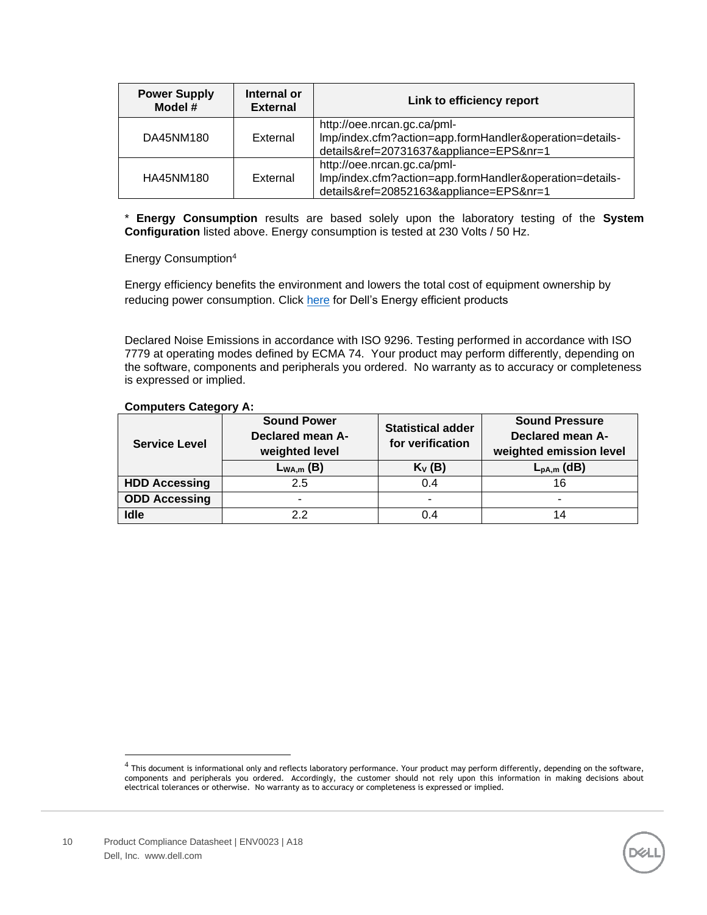| Power Supply Model # | Internal or External | Link to efficiency report |
|---|---|---|
| DA45NM180 | External | http://oee.nrcan.gc.ca/pml-lmp/index.cfm?action=app.formHandler&operation=details-details&ref=20731637&appliance=EPS&nr=1 |
| HA45NM180 | External | http://oee.nrcan.gc.ca/pml-lmp/index.cfm?action=app.formHandler&operation=details-details&ref=20852163&appliance=EPS&nr=1 |

* **Energy Consumption** results are based solely upon the laboratory testing of the **System Configuration** listed above. Energy consumption is tested at 230 Volts / 50 Hz.

Energy Consumption[4]

Energy efficiency benefits the environment and lowers the total cost of equipment ownership by reducing power consumption. Click here for Dell's Energy efficient products

Declared Noise Emissions in accordance with ISO 9296. Testing performed in accordance with ISO 7779 at operating modes defined by ECMA 74. Your product may perform differently, depending on the software, components and peripherals you ordered. No warranty as to accuracy or completeness is expressed or implied.

**Computers Category A:**

| Service Level | Sound Power Declared mean A-weighted level | Statistical adder for verification | Sound Pressure Declared mean A-weighted emission level |
|---|---|---|---|
| | $L_{WA,m}$ (B) | $K_V$ (B) | $L_{pA,m}$ (dB) |
| **HDD Accessing** | 2.5 | 0.4 | 16 |
| **ODD Accessing** | - | - | - |
| **Idle** | 2.2 | 0.4 | 14 |

[4] This document is informational only and reflects laboratory performance. Your product may perform differently, depending on the software, components and peripherals you ordered. Accordingly, the customer should not rely upon this information in making decisions about electrical tolerances or otherwise. No warranty as to accuracy or completeness is expressed or implied.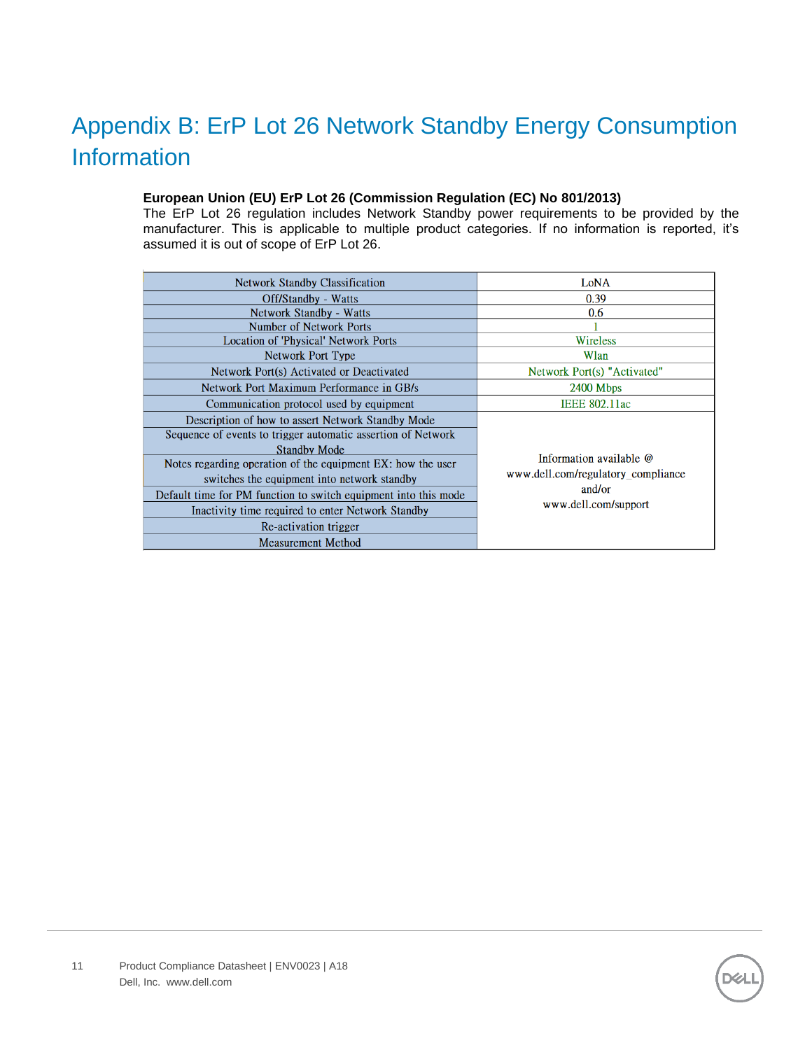// Appendix B: ErP Lot 26 Network Standby Energy Consumption Information

**European Union (EU) ErP Lot 26 (Commission Regulation (EC) No 801/2013)**
The ErP Lot 26 regulation includes Network Standby power requirements to be provided by the manufacturer. This is applicable to multiple product categories. If no information is reported, it's assumed it is out of scope of ErP Lot 26.

| | |
|---|---|
| Network Standby Classification | LoNA |
| Off/Standby - Watts | 0.39 |
| Network Standby - Watts | 0.6 |
| Number of Network Ports | 1 |
| Location of 'Physical' Network Ports | Wireless |
| Network Port Type | Wlan |
| Network Port(s) Activated or Deactivated | Network Port(s) "Activated" |
| Network Port Maximum Performance in GB/s | 2400 Mbps |
| Communication protocol used by equipment | IEEE 802.11ac |
| Description of how to assert Network Standby Mode | Information available @ www.dell.com/regulatory_compliance and/or www.dell.com/support |
| Sequence of events to trigger automatic assertion of Network Standby Mode | |
| Notes regarding operation of the equipment EX: how the user switches the equipment into network standby | |
| Default time for PM function to switch equipment into this mode | |
| Inactivity time required to enter Network Standby | |
| Re-activation trigger | |
| Measurement Method | |

# Appendix B: ErP Lot 26 Network Standby Energy Consumption Information

**European Union (EU) ErP Lot 26 (Commission Regulation (EC) No 801/2013)**
The ErP Lot 26 regulation includes Network Standby power requirements to be provided by the manufacturer. This is applicable to multiple product categories. If no information is reported, it's assumed it is out of scope of ErP Lot 26.

| | |
|---|---|
| Network Standby Classification | LoNA |
| Off/Standby - Watts | 0.39 |
| Network Standby - Watts | 0.6 |
| Number of Network Ports | 1 |
| Location of 'Physical' Network Ports | Wireless |
| Network Port Type | Wlan |
| Network Port(s) Activated or Deactivated | Network Port(s) "Activated" |
| Network Port Maximum Performance in GB/s | 2400 Mbps |
| Communication protocol used by equipment | IEEE 802.11ac |
| Description of how to assert Network Standby Mode | Information available @ www.dell.com/regulatory_compliance and/or www.dell.com/support |
| Sequence of events to trigger automatic assertion of Network Standby Mode | |
| Notes regarding operation of the equipment EX: how the user switches the equipment into network standby | |
| Default time for PM function to switch equipment into this mode | |
| Inactivity time required to enter Network Standby | |
| Re-activation trigger | |
| Measurement Method | |